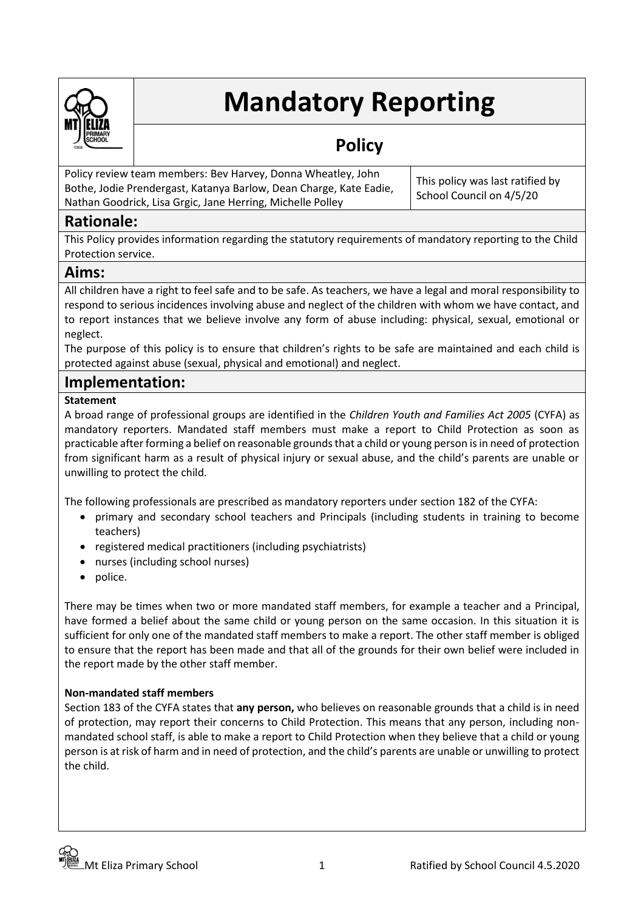# Mandatory Reporting

## Policy

Policy review team members: Bev Harvey, Donna Wheatley, John Bothe, Jodie Prendergast, Katanya Barlow, Dean Charge, Kate Eadie, Nathan Goodrick, Lisa Grgic, Jane Herring, Michelle Polley

This policy was last ratified by School Council on 4/5/20

## Rationale:

This Policy provides information regarding the statutory requirements of mandatory reporting to the Child Protection service.

## Aims:

All children have a right to feel safe and to be safe. As teachers, we have a legal and moral responsibility to respond to serious incidences involving abuse and neglect of the children with whom we have contact, and to report instances that we believe involve any form of abuse including: physical, sexual, emotional or neglect.

The purpose of this policy is to ensure that children's rights to be safe are maintained and each child is protected against abuse (sexual, physical and emotional) and neglect.

## Implementation:

**Statement**

A broad range of professional groups are identified in the *Children Youth and Families Act 2005* (CYFA) as mandatory reporters. Mandated staff members must make a report to Child Protection as soon as practicable after forming a belief on reasonable grounds that a child or young person is in need of protection from significant harm as a result of physical injury or sexual abuse, and the child's parents are unable or unwilling to protect the child.

The following professionals are prescribed as mandatory reporters under section 182 of the CYFA:

- primary and secondary school teachers and Principals (including students in training to become teachers)
- registered medical practitioners (including psychiatrists)
- nurses (including school nurses)
- police.

There may be times when two or more mandated staff members, for example a teacher and a Principal, have formed a belief about the same child or young person on the same occasion. In this situation it is sufficient for only one of the mandated staff members to make a report. The other staff member is obliged to ensure that the report has been made and that all of the grounds for their own belief were included in the report made by the other staff member.

**Non-mandated staff members**

Section 183 of the CYFA states that **any person,** who believes on reasonable grounds that a child is in need of protection, may report their concerns to Child Protection. This means that any person, including non-mandated school staff, is able to make a report to Child Protection when they believe that a child or young person is at risk of harm and in need of protection, and the child's parents are unable or unwilling to protect the child.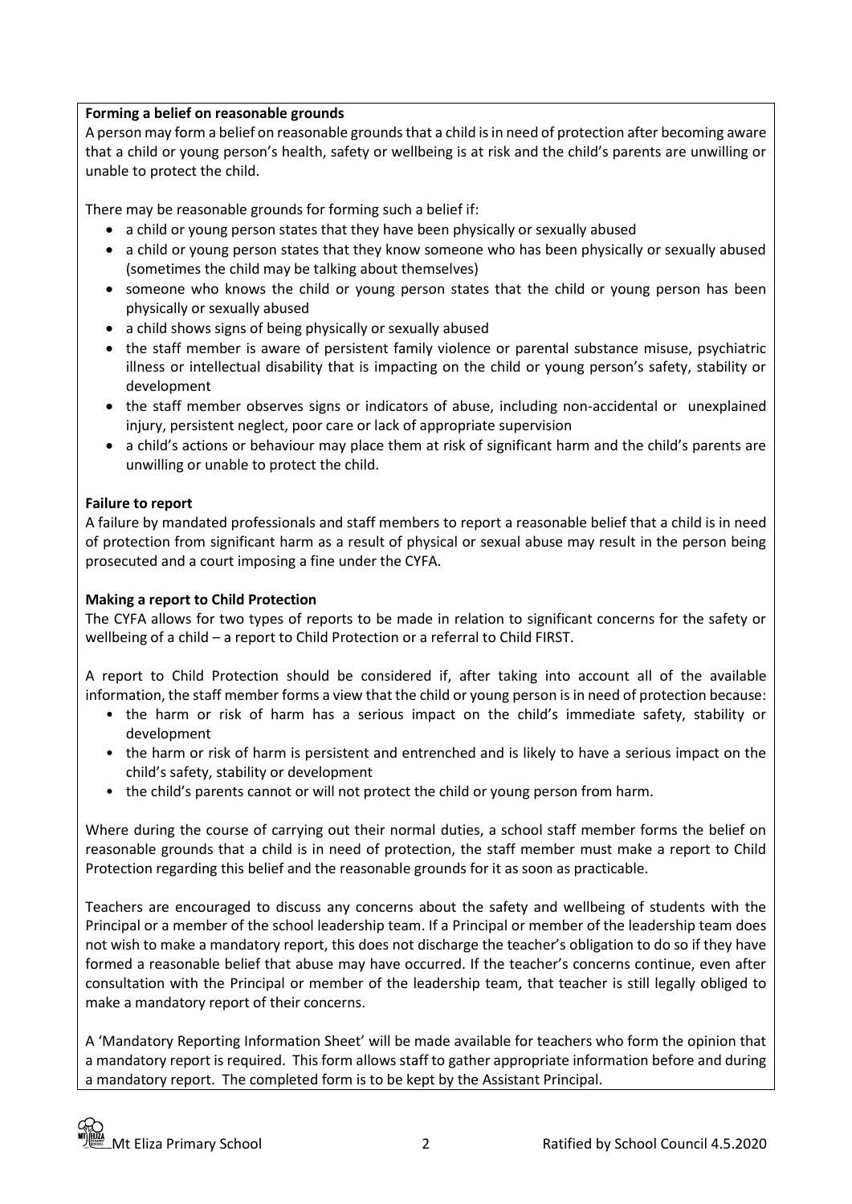**Forming a belief on reasonable grounds**

A person may form a belief on reasonable grounds that a child is in need of protection after becoming aware that a child or young person's health, safety or wellbeing is at risk and the child's parents are unwilling or unable to protect the child.

There may be reasonable grounds for forming such a belief if:

- a child or young person states that they have been physically or sexually abused
- a child or young person states that they know someone who has been physically or sexually abused (sometimes the child may be talking about themselves)
- someone who knows the child or young person states that the child or young person has been physically or sexually abused
- a child shows signs of being physically or sexually abused
- the staff member is aware of persistent family violence or parental substance misuse, psychiatric illness or intellectual disability that is impacting on the child or young person's safety, stability or development
- the staff member observes signs or indicators of abuse, including non-accidental or unexplained injury, persistent neglect, poor care or lack of appropriate supervision
- a child's actions or behaviour may place them at risk of significant harm and the child's parents are unwilling or unable to protect the child.

**Failure to report**

A failure by mandated professionals and staff members to report a reasonable belief that a child is in need of protection from significant harm as a result of physical or sexual abuse may result in the person being prosecuted and a court imposing a fine under the CYFA.

**Making a report to Child Protection**

The CYFA allows for two types of reports to be made in relation to significant concerns for the safety or wellbeing of a child – a report to Child Protection or a referral to Child FIRST.

A report to Child Protection should be considered if, after taking into account all of the available information, the staff member forms a view that the child or young person is in need of protection because:

- the harm or risk of harm has a serious impact on the child's immediate safety, stability or development
- the harm or risk of harm is persistent and entrenched and is likely to have a serious impact on the child's safety, stability or development
- the child's parents cannot or will not protect the child or young person from harm.

Where during the course of carrying out their normal duties, a school staff member forms the belief on reasonable grounds that a child is in need of protection, the staff member must make a report to Child Protection regarding this belief and the reasonable grounds for it as soon as practicable.

Teachers are encouraged to discuss any concerns about the safety and wellbeing of students with the Principal or a member of the school leadership team. If a Principal or member of the leadership team does not wish to make a mandatory report, this does not discharge the teacher's obligation to do so if they have formed a reasonable belief that abuse may have occurred. If the teacher's concerns continue, even after consultation with the Principal or member of the leadership team, that teacher is still legally obliged to make a mandatory report of their concerns.

A 'Mandatory Reporting Information Sheet' will be made available for teachers who form the opinion that a mandatory report is required. This form allows staff to gather appropriate information before and during a mandatory report. The completed form is to be kept by the Assistant Principal.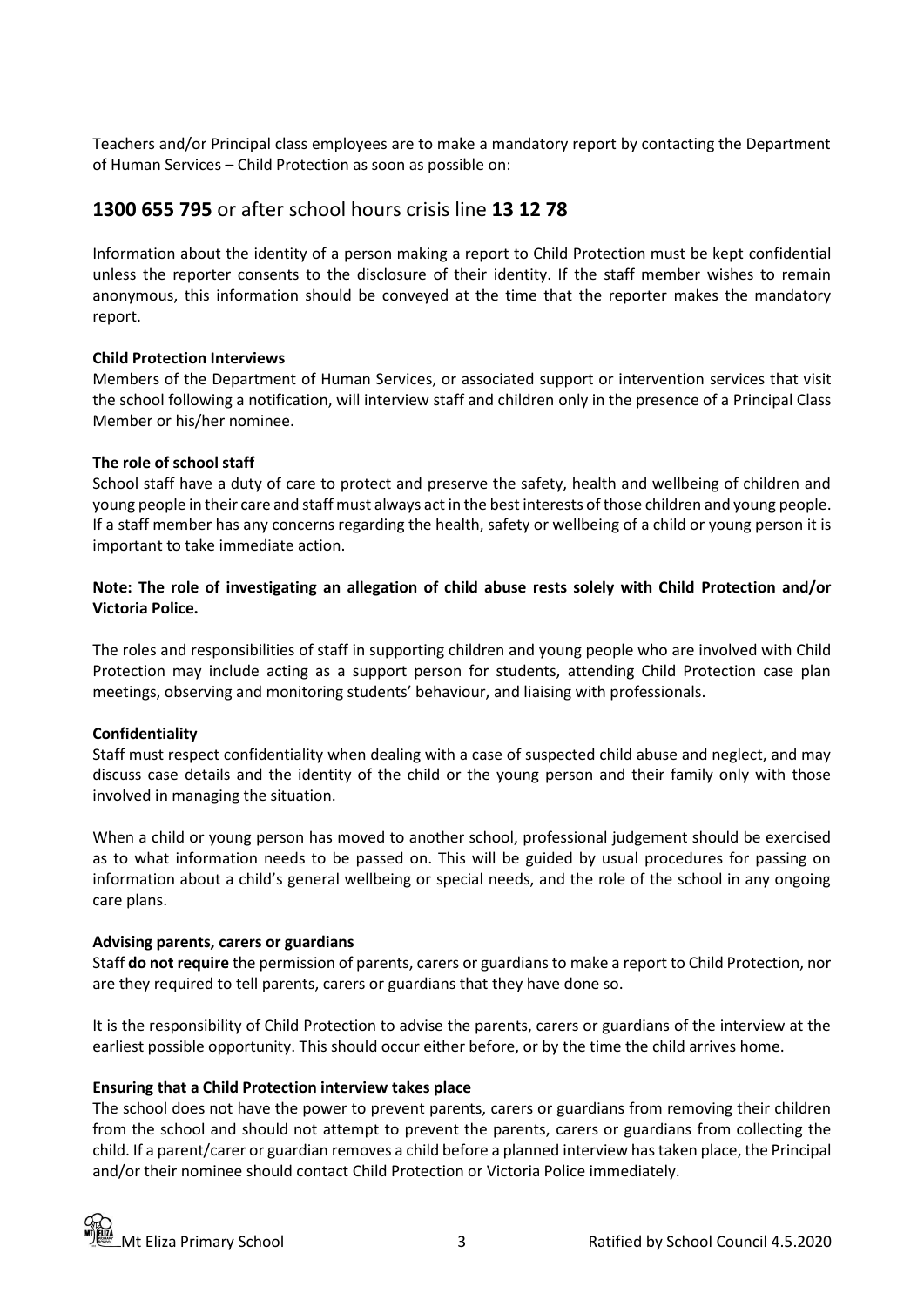Teachers and/or Principal class employees are to make a mandatory report by contacting the Department of Human Services – Child Protection as soon as possible on:

## **1300 655 795** or after school hours crisis line **13 12 78**

Information about the identity of a person making a report to Child Protection must be kept confidential unless the reporter consents to the disclosure of their identity. If the staff member wishes to remain anonymous, this information should be conveyed at the time that the reporter makes the mandatory report.

**Child Protection Interviews**

Members of the Department of Human Services, or associated support or intervention services that visit the school following a notification, will interview staff and children only in the presence of a Principal Class Member or his/her nominee.

**The role of school staff**

School staff have a duty of care to protect and preserve the safety, health and wellbeing of children and young people in their care and staff must always act in the best interests of those children and young people. If a staff member has any concerns regarding the health, safety or wellbeing of a child or young person it is important to take immediate action.

**Note: The role of investigating an allegation of child abuse rests solely with Child Protection and/or Victoria Police.**

The roles and responsibilities of staff in supporting children and young people who are involved with Child Protection may include acting as a support person for students, attending Child Protection case plan meetings, observing and monitoring students' behaviour, and liaising with professionals.

**Confidentiality**

Staff must respect confidentiality when dealing with a case of suspected child abuse and neglect, and may discuss case details and the identity of the child or the young person and their family only with those involved in managing the situation.

When a child or young person has moved to another school, professional judgement should be exercised as to what information needs to be passed on. This will be guided by usual procedures for passing on information about a child's general wellbeing or special needs, and the role of the school in any ongoing care plans.

**Advising parents, carers or guardians**

Staff **do not require** the permission of parents, carers or guardians to make a report to Child Protection, nor are they required to tell parents, carers or guardians that they have done so.

It is the responsibility of Child Protection to advise the parents, carers or guardians of the interview at the earliest possible opportunity. This should occur either before, or by the time the child arrives home.

**Ensuring that a Child Protection interview takes place**

The school does not have the power to prevent parents, carers or guardians from removing their children from the school and should not attempt to prevent the parents, carers or guardians from collecting the child. If a parent/carer or guardian removes a child before a planned interview has taken place, the Principal and/or their nominee should contact Child Protection or Victoria Police immediately.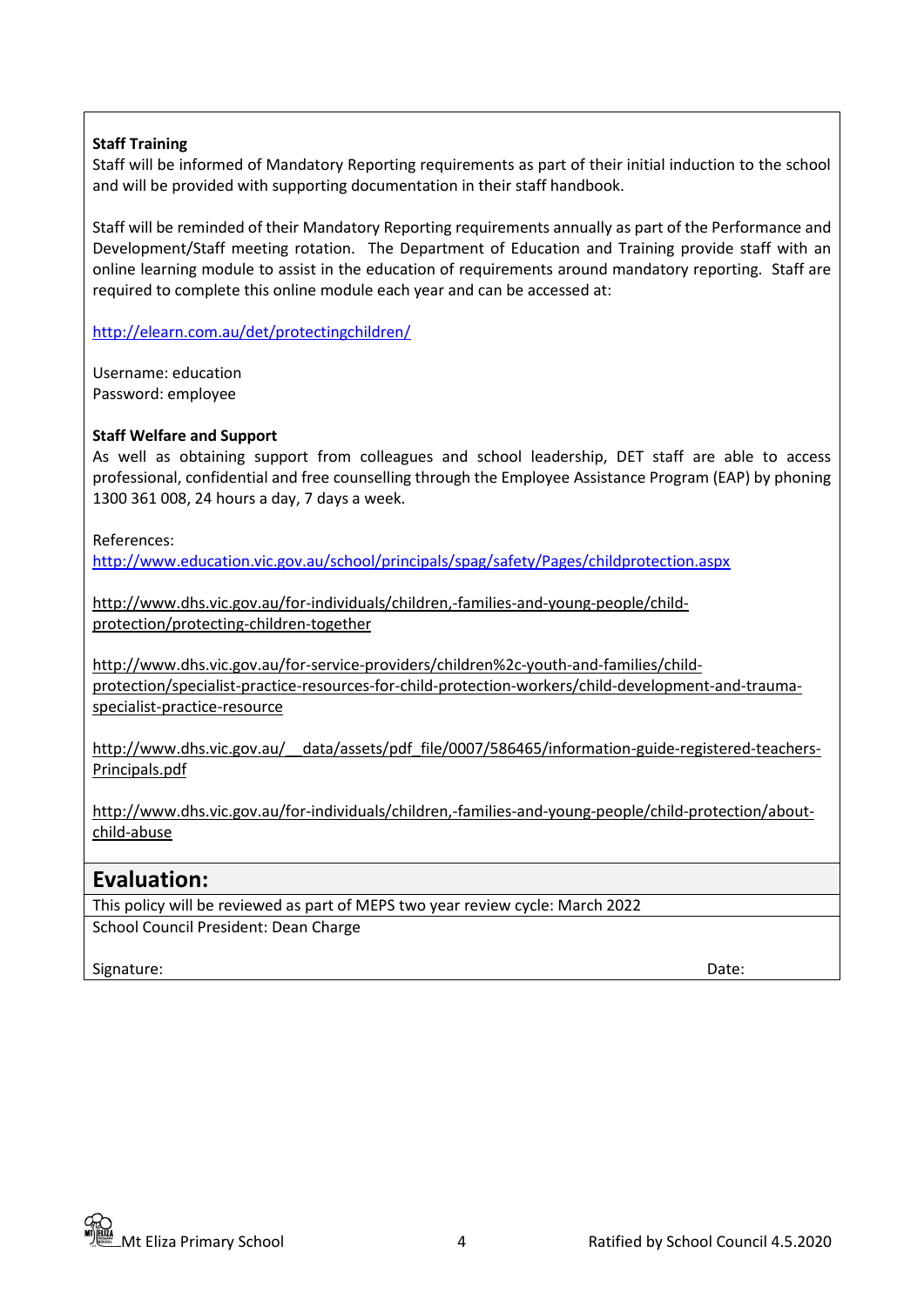**Staff Training**

Staff will be informed of Mandatory Reporting requirements as part of their initial induction to the school and will be provided with supporting documentation in their staff handbook.

Staff will be reminded of their Mandatory Reporting requirements annually as part of the Performance and Development/Staff meeting rotation. The Department of Education and Training provide staff with an online learning module to assist in the education of requirements around mandatory reporting. Staff are required to complete this online module each year and can be accessed at:

http://elearn.com.au/det/protectingchildren/

Username: education
Password: employee

**Staff Welfare and Support**

As well as obtaining support from colleagues and school leadership, DET staff are able to access professional, confidential and free counselling through the Employee Assistance Program (EAP) by phoning 1300 361 008, 24 hours a day, 7 days a week.

References:

http://www.education.vic.gov.au/school/principals/spag/safety/Pages/childprotection.aspx

http://www.dhs.vic.gov.au/for-individuals/children,-families-and-young-people/child-protection/protecting-children-together

http://www.dhs.vic.gov.au/for-service-providers/children%2c-youth-and-families/child-protection/specialist-practice-resources-for-child-protection-workers/child-development-and-trauma-specialist-practice-resource

http://www.dhs.vic.gov.au/__data/assets/pdf_file/0007/586465/information-guide-registered-teachers-Principals.pdf

http://www.dhs.vic.gov.au/for-individuals/children,-families-and-young-people/child-protection/about-child-abuse

## Evaluation:

This policy will be reviewed as part of MEPS two year review cycle: March 2022

School Council President: Dean Charge

Signature: Date: